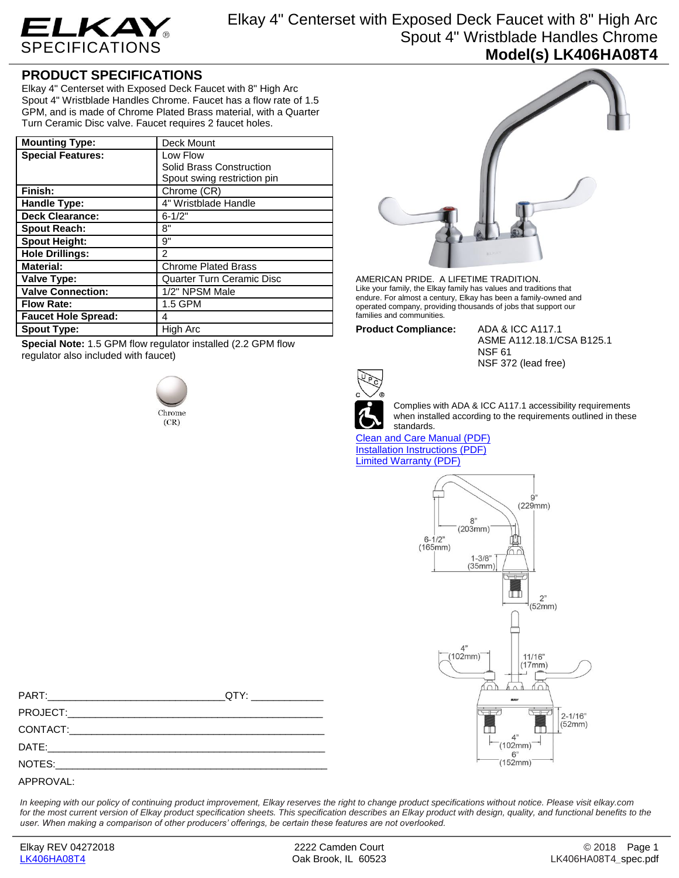ELKAY SPECIFICATIONS

# Elkay 4" Centerset with Exposed Deck Faucet with 8" High Arc Spout 4" Wristblade Handles Chrome

## Model(s) LK406HA08T4

## PRODUCT SPECIFICATIONS

Elkay 4" Centerset with Exposed Deck Faucet with 8" High Arc Spout 4" Wristblade Handles Chrome. Faucet has a flow rate of 1.5 GPM, and is made of Chrome Plated Brass material, with a Quarter Turn Ceramic Disc valve. Faucet requires 2 faucet holes.

| | |
|---|---|
| **Mounting Type:** | Deck Mount |
| **Special Features:** | Low Flow<br>Solid Brass Construction<br>Spout swing restriction pin |
| **Finish:** | Chrome (CR) |
| **Handle Type:** | 4" Wristblade Handle |
| **Deck Clearance:** | 6-1/2" |
| **Spout Reach:** | 8" |
| **Spout Height:** | 9" |
| **Hole Drillings:** | 2 |
| **Material:** | Chrome Plated Brass |
| **Valve Type:** | Quarter Turn Ceramic Disc |
| **Valve Connection:** | 1/2" NPSM Male |
| **Flow Rate:** | 1.5 GPM |
| **Faucet Hole Spread:** | 4 |
| **Spout Type:** | High Arc |

**Special Note:** 1.5 GPM flow regulator installed (2.2 GPM flow regulator also included with faucet)

Chrome (CR)

AMERICAN PRIDE. A LIFETIME TRADITION.
Like your family, the Elkay family has values and traditions that endure. For almost a century, Elkay has been a family-owned and operated company, providing thousands of jobs that support our families and communities.

**Product Compliance:** ADA & ICC A117.1
ASME A112.18.1/CSA B125.1
NSF 61
NSF 372 (lead free)

Complies with ADA & ICC A117.1 accessibility requirements when installed according to the requirements outlined in these standards.

[Clean and Care Manual (PDF)]
[Installation Instructions (PDF)]
[Limited Warranty (PDF)]

9" (229mm)
8" (203mm)
6-1/2" (165mm)
1-3/8" (35mm)
2" (52mm)
4" (102mm)
11/16" (17mm)
2-1/16" (52mm)
4" (102mm)
6" (152mm)

PART:_______________________________ QTY: ____________

PROJECT:______________________________________________

CONTACT:______________________________________________

DATE:_________________________________________________

NOTES:________________________________________________

APPROVAL:

*In keeping with our policy of continuing product improvement, Elkay reserves the right to change product specifications without notice. Please visit elkay.com for the most current version of Elkay product specification sheets. This specification describes an Elkay product with design, quality, and functional benefits to the user. When making a comparison of other producers' offerings, be certain these features are not overlooked.*

Elkay REV 04272018 — 2222 Camden Court, Oak Brook, IL 60523 — © 2018
LK406HA08T4 — LK406HA08T4_spec.pdf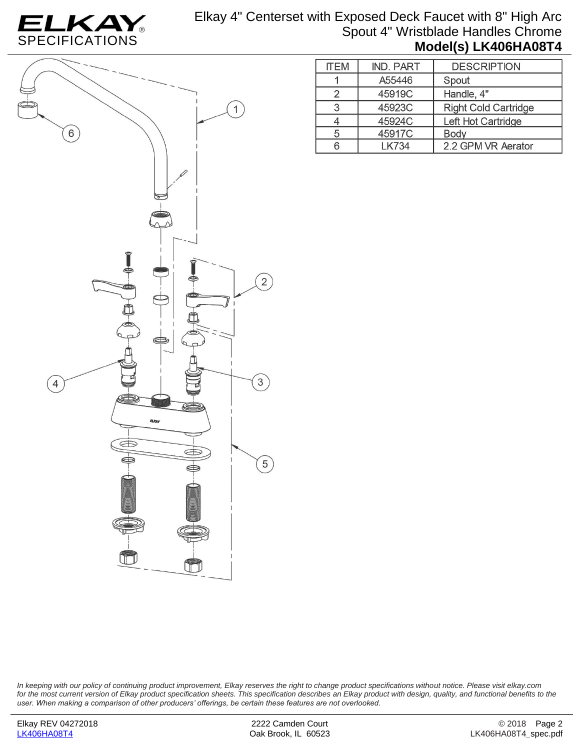# ELKAY SPECIFICATIONS

## Elkay 4" Centerset with Exposed Deck Faucet with 8" High Arc Spout 4" Wristblade Handles Chrome

**Model(s) LK406HA08T4**

1
2
3
4
5
6
ELKAY

| ITEM | IND. PART | DESCRIPTION |
|---|---|---|
| 1 | A55446 | Spout |
| 2 | 45919C | Handle, 4" |
| 3 | 45923C | Right Cold Cartridge |
| 4 | 45924C | Left Hot Cartridge |
| 5 | 45917C | Body |
| 6 | LK734 | 2.2 GPM VR Aerator |

*In keeping with our policy of continuing product improvement, Elkay reserves the right to change product specifications without notice. Please visit elkay.com for the most current version of Elkay product specification sheets. This specification describes an Elkay product with design, quality, and functional benefits to the user. When making a comparison of other producers' offerings, be certain these features are not overlooked.*

Elkay REV 04272018
LK406HA08T4

2222 Camden Court
Oak Brook, IL 60523

© 2018
LK406HA08T4_spec.pdf